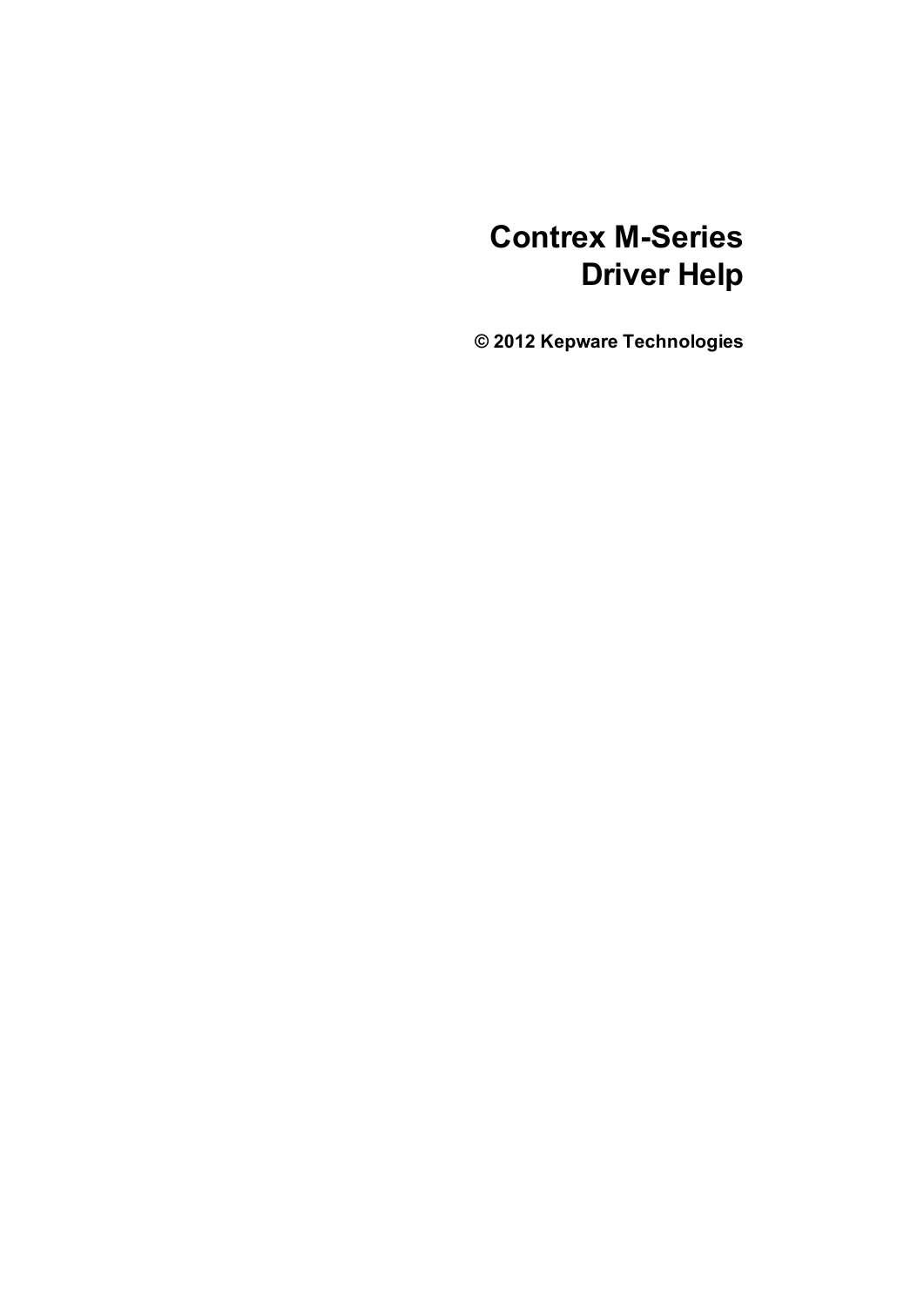# Contrex M-Series Driver Help

**© 2012 Kepware Technologies**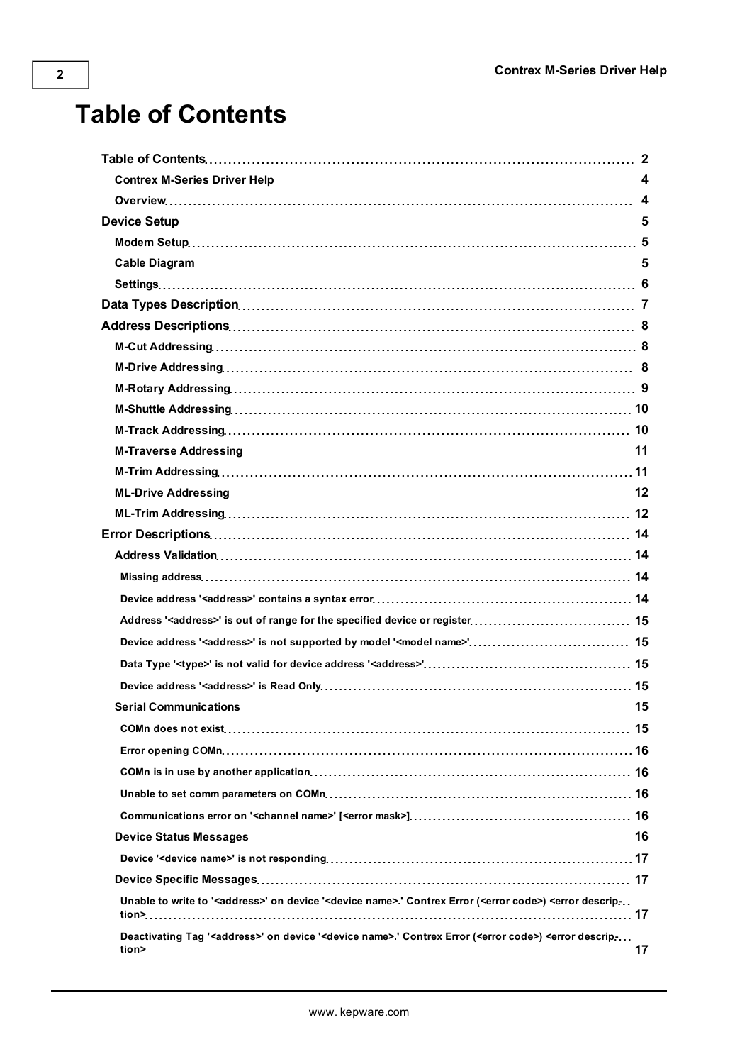# Table of Contents

- **Table of Contents** 2
  - **Contrex M-Series Driver Help** 4
  - **Overview** 4
- **Device Setup** 5
  - **Modem Setup** 5
  - **Cable Diagram** 5
  - **Settings** 6
- **Data Types Description** 7
- **Address Descriptions** 8
  - **M-Cut Addressing** 8
  - **M-Drive Addressing** 8
  - **M-Rotary Addressing** 9
  - **M-Shuttle Addressing** 10
  - **M-Track Addressing** 10
  - **M-Traverse Addressing** 11
  - **M-Trim Addressing** 11
  - **ML-Drive Addressing** 12
  - **ML-Trim Addressing** 12
- **Error Descriptions** 14
  - **Address Validation** 14
    - **Missing address** 14
    - **Device address '<address>' contains a syntax error** 14
    - **Address '<address>' is out of range for the specified device or register** 15
    - **Device address '<address>' is not supported by model '<model name>'** 15
    - **Data Type '<type>' is not valid for device address '<address>'** 15
    - **Device address '<address>' is Read Only** 15
  - **Serial Communications** 15
    - **COMn does not exist** 15
    - **Error opening COMn** 16
    - **COMn is in use by another application** 16
    - **Unable to set comm parameters on COMn** 16
    - **Communications error on '<channel name>' [<error mask>]** 16
  - **Device Status Messages** 16
    - **Device '<device name>' is not responding** 17
  - **Device Specific Messages** 17
    - **Unable to write to '<address>' on device '<device name>.' Contrex Error (<error code>) <error description>** 17
    - **Deactivating Tag '<address>' on device '<device name>.' Contrex Error (<error code>) <error description>** 17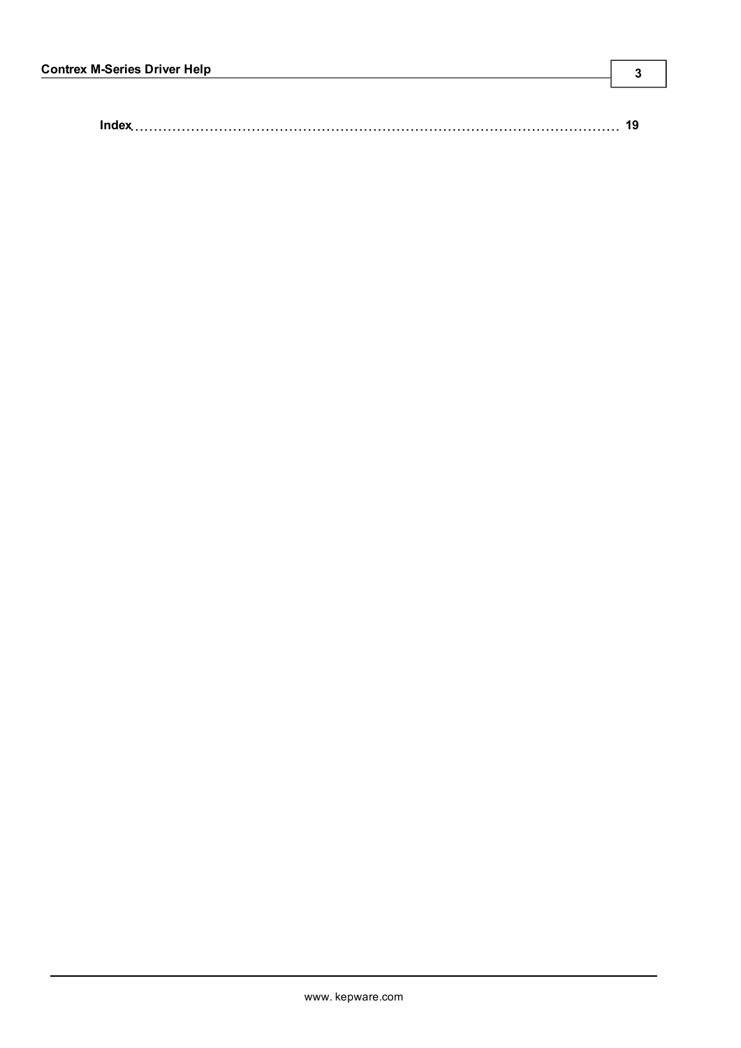**Index** ........................................................................................................ **19**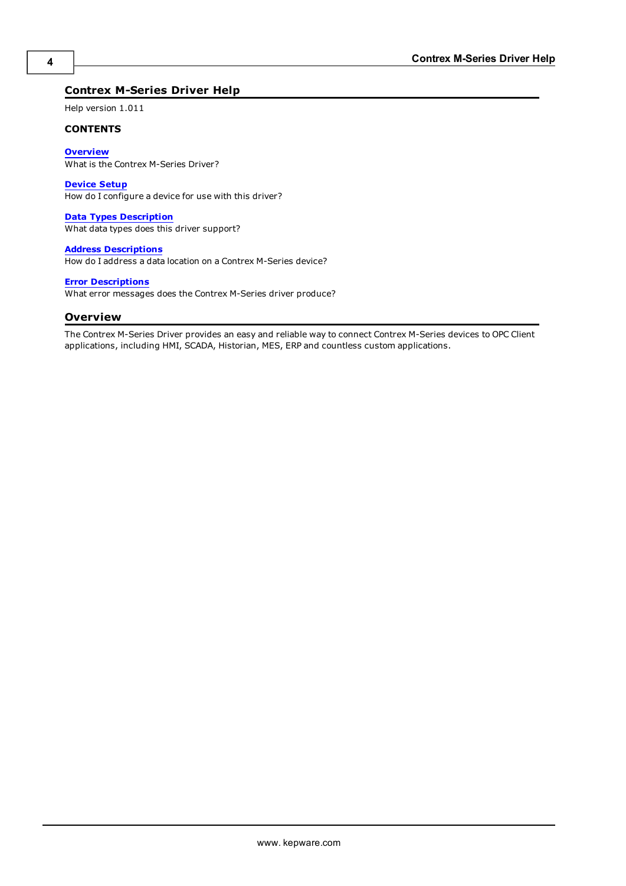# Contrex M-Series Driver Help

Help version 1.011

**CONTENTS**

**Overview**
What is the Contrex M-Series Driver?

**Device Setup**
How do I configure a device for use with this driver?

**Data Types Description**
What data types does this driver support?

**Address Descriptions**
How do I address a data location on a Contrex M-Series device?

**Error Descriptions**
What error messages does the Contrex M-Series driver produce?

## Overview

The Contrex M-Series Driver provides an easy and reliable way to connect Contrex M-Series devices to OPC Client applications, including HMI, SCADA, Historian, MES, ERP and countless custom applications.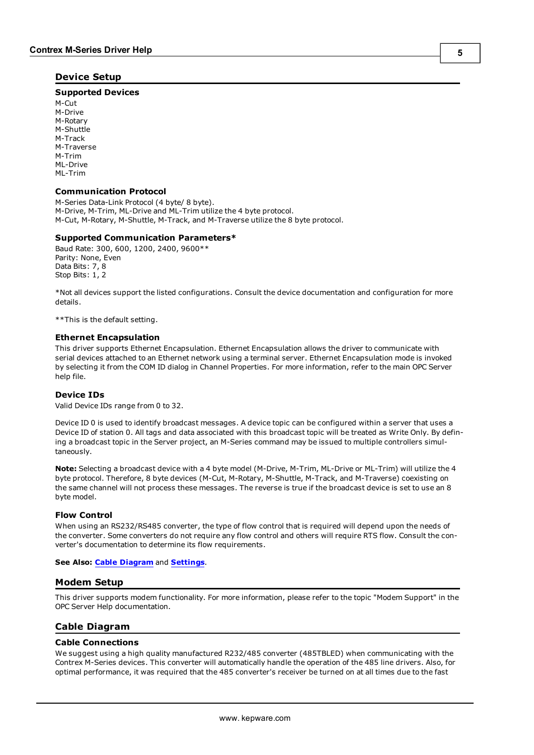## Device Setup

### Supported Devices

M-Cut
M-Drive
M-Rotary
M-Shuttle
M-Track
M-Traverse
M-Trim
ML-Drive
ML-Trim

### Communication Protocol

M-Series Data-Link Protocol (4 byte/ 8 byte).
M-Drive, M-Trim, ML-Drive and ML-Trim utilize the 4 byte protocol.
M-Cut, M-Rotary, M-Shuttle, M-Track, and M-Traverse utilize the 8 byte protocol.

### Supported Communication Parameters*

Baud Rate: 300, 600, 1200, 2400, 9600**
Parity: None, Even
Data Bits: 7, 8
Stop Bits: 1, 2

*Not all devices support the listed configurations. Consult the device documentation and configuration for more details.

**This is the default setting.

### Ethernet Encapsulation

This driver supports Ethernet Encapsulation. Ethernet Encapsulation allows the driver to communicate with serial devices attached to an Ethernet network using a terminal server. Ethernet Encapsulation mode is invoked by selecting it from the COM ID dialog in Channel Properties. For more information, refer to the main OPC Server help file.

### Device IDs

Valid Device IDs range from 0 to 32.

Device ID 0 is used to identify broadcast messages. A device topic can be configured within a server that uses a Device ID of station 0. All tags and data associated with this broadcast topic will be treated as Write Only. By defining a broadcast topic in the Server project, an M-Series command may be issued to multiple controllers simultaneously.

**Note:** Selecting a broadcast device with a 4 byte model (M-Drive, M-Trim, ML-Drive or ML-Trim) will utilize the 4 byte protocol. Therefore, 8 byte devices (M-Cut, M-Rotary, M-Shuttle, M-Track, and M-Traverse) coexisting on the same channel will not process these messages. The reverse is true if the broadcast device is set to use an 8 byte model.

### Flow Control

When using an RS232/RS485 converter, the type of flow control that is required will depend upon the needs of the converter. Some converters do not require any flow control and others will require RTS flow. Consult the converter's documentation to determine its flow requirements.

**See Also:** **Cable Diagram** and **Settings**.

## Modem Setup

This driver supports modem functionality. For more information, please refer to the topic "Modem Support" in the OPC Server Help documentation.

## Cable Diagram

### Cable Connections

We suggest using a high quality manufactured R232/485 converter (485TBLED) when communicating with the Contrex M-Series devices. This converter will automatically handle the operation of the 485 line drivers. Also, for optimal performance, it was required that the 485 converter's receiver be turned on at all times due to the fast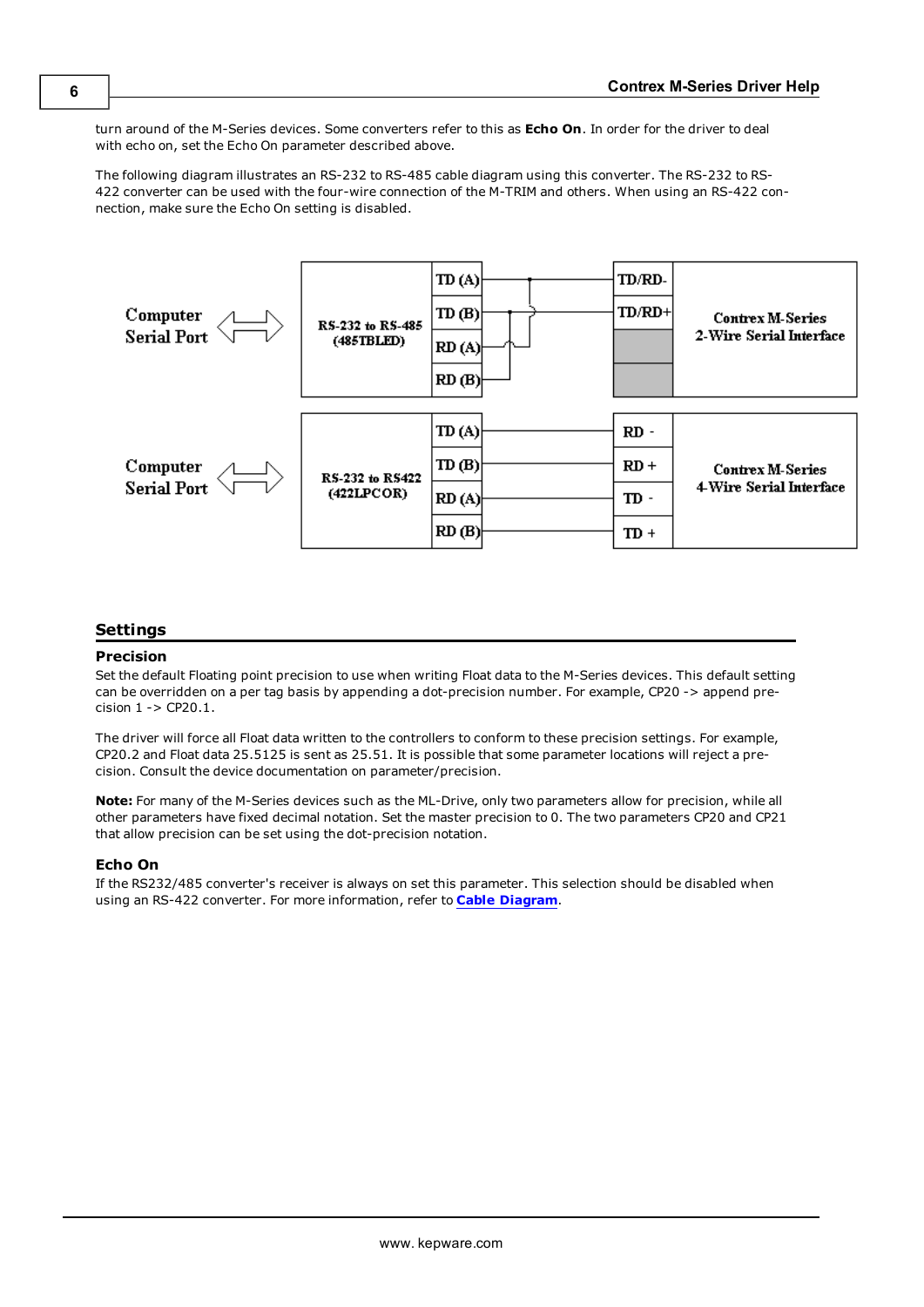turn around of the M-Series devices. Some converters refer to this as **Echo On**. In order for the driver to deal with echo on, set the Echo On parameter described above.

The following diagram illustrates an RS-232 to RS-485 cable diagram using this converter. The RS-232 to RS-422 converter can be used with the four-wire connection of the M-TRIM and others. When using an RS-422 connection, make sure the Echo On setting is disabled.

## Settings

### Precision

Set the default Floating point precision to use when writing Float data to the M-Series devices. This default setting can be overridden on a per tag basis by appending a dot-precision number. For example, CP20 -> append precision 1 -> CP20.1.

The driver will force all Float data written to the controllers to conform to these precision settings. For example, CP20.2 and Float data 25.5125 is sent as 25.51. It is possible that some parameter locations will reject a precision. Consult the device documentation on parameter/precision.

**Note:** For many of the M-Series devices such as the ML-Drive, only two parameters allow for precision, while all other parameters have fixed decimal notation. Set the master precision to 0. The two parameters CP20 and CP21 that allow precision can be set using the dot-precision notation.

### Echo On

If the RS232/485 converter's receiver is always on set this parameter. This selection should be disabled when using an RS-422 converter. For more information, refer to **Cable Diagram**.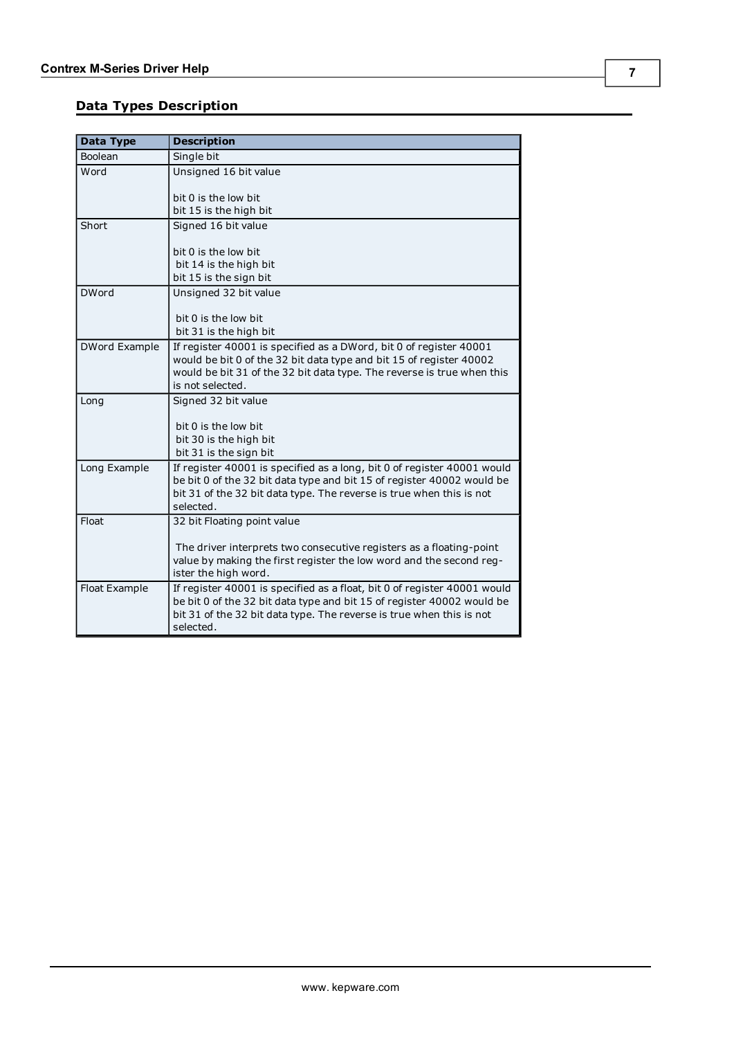## Data Types Description

| Data Type | Description |
|---|---|
| Boolean | Single bit |
| Word | Unsigned 16 bit value<br><br>bit 0 is the low bit<br>bit 15 is the high bit |
| Short | Signed 16 bit value<br><br>bit 0 is the low bit<br>bit 14 is the high bit<br>bit 15 is the sign bit |
| DWord | Unsigned 32 bit value<br><br>bit 0 is the low bit<br>bit 31 is the high bit |
| DWord Example | If register 40001 is specified as a DWord, bit 0 of register 40001 would be bit 0 of the 32 bit data type and bit 15 of register 40002 would be bit 31 of the 32 bit data type. The reverse is true when this is not selected. |
| Long | Signed 32 bit value<br><br>bit 0 is the low bit<br>bit 30 is the high bit<br>bit 31 is the sign bit |
| Long Example | If register 40001 is specified as a long, bit 0 of register 40001 would be bit 0 of the 32 bit data type and bit 15 of register 40002 would be bit 31 of the 32 bit data type. The reverse is true when this is not selected. |
| Float | 32 bit Floating point value<br><br>The driver interprets two consecutive registers as a floating-point value by making the first register the low word and the second register the high word. |
| Float Example | If register 40001 is specified as a float, bit 0 of register 40001 would be bit 0 of the 32 bit data type and bit 15 of register 40002 would be bit 31 of the 32 bit data type. The reverse is true when this is not selected. |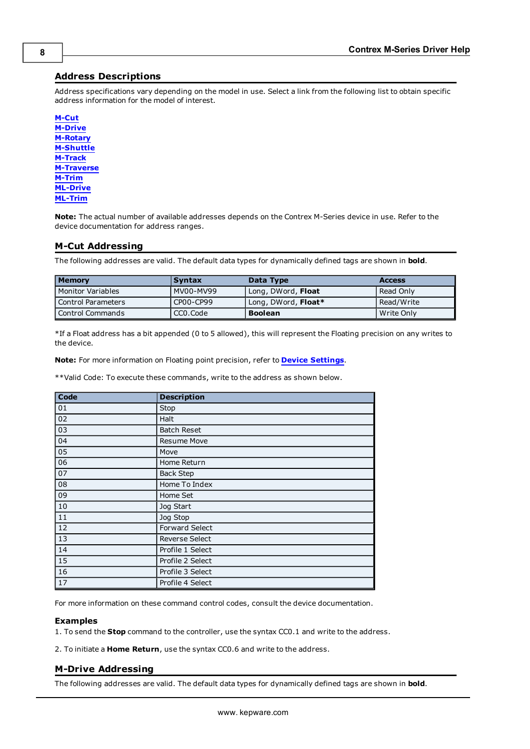## Address Descriptions

Address specifications vary depending on the model in use. Select a link from the following list to obtain specific address information for the model of interest.

**M-Cut**
**M-Drive**
**M-Rotary**
**M-Shuttle**
**M-Track**
**M-Traverse**
**M-Trim**
**ML-Drive**
**ML-Trim**

**Note:** The actual number of available addresses depends on the Contrex M-Series device in use. Refer to the device documentation for address ranges.

## M-Cut Addressing

The following addresses are valid. The default data types for dynamically defined tags are shown in **bold**.

| Memory | Syntax | Data Type | Access |
|---|---|---|---|
| Monitor Variables | MV00-MV99 | Long, DWord, **Float** | Read Only |
| Control Parameters | CP00-CP99 | Long, DWord, **Float*** | Read/Write |
| Control Commands | CC0.Code | **Boolean** | Write Only |

*If a Float address has a bit appended (0 to 5 allowed), this will represent the Floating precision on any writes to the device.

**Note:** For more information on Floating point precision, refer to **Device Settings**.

**Valid Code: To execute these commands, write to the address as shown below.

| Code | Description |
|---|---|
| 01 | Stop |
| 02 | Halt |
| 03 | Batch Reset |
| 04 | Resume Move |
| 05 | Move |
| 06 | Home Return |
| 07 | Back Step |
| 08 | Home To Index |
| 09 | Home Set |
| 10 | Jog Start |
| 11 | Jog Stop |
| 12 | Forward Select |
| 13 | Reverse Select |
| 14 | Profile 1 Select |
| 15 | Profile 2 Select |
| 16 | Profile 3 Select |
| 17 | Profile 4 Select |

For more information on these command control codes, consult the device documentation.

### Examples

1. To send the **Stop** command to the controller, use the syntax CC0.1 and write to the address.

2. To initiate a **Home Return**, use the syntax CC0.6 and write to the address.

## M-Drive Addressing

The following addresses are valid. The default data types for dynamically defined tags are shown in **bold**.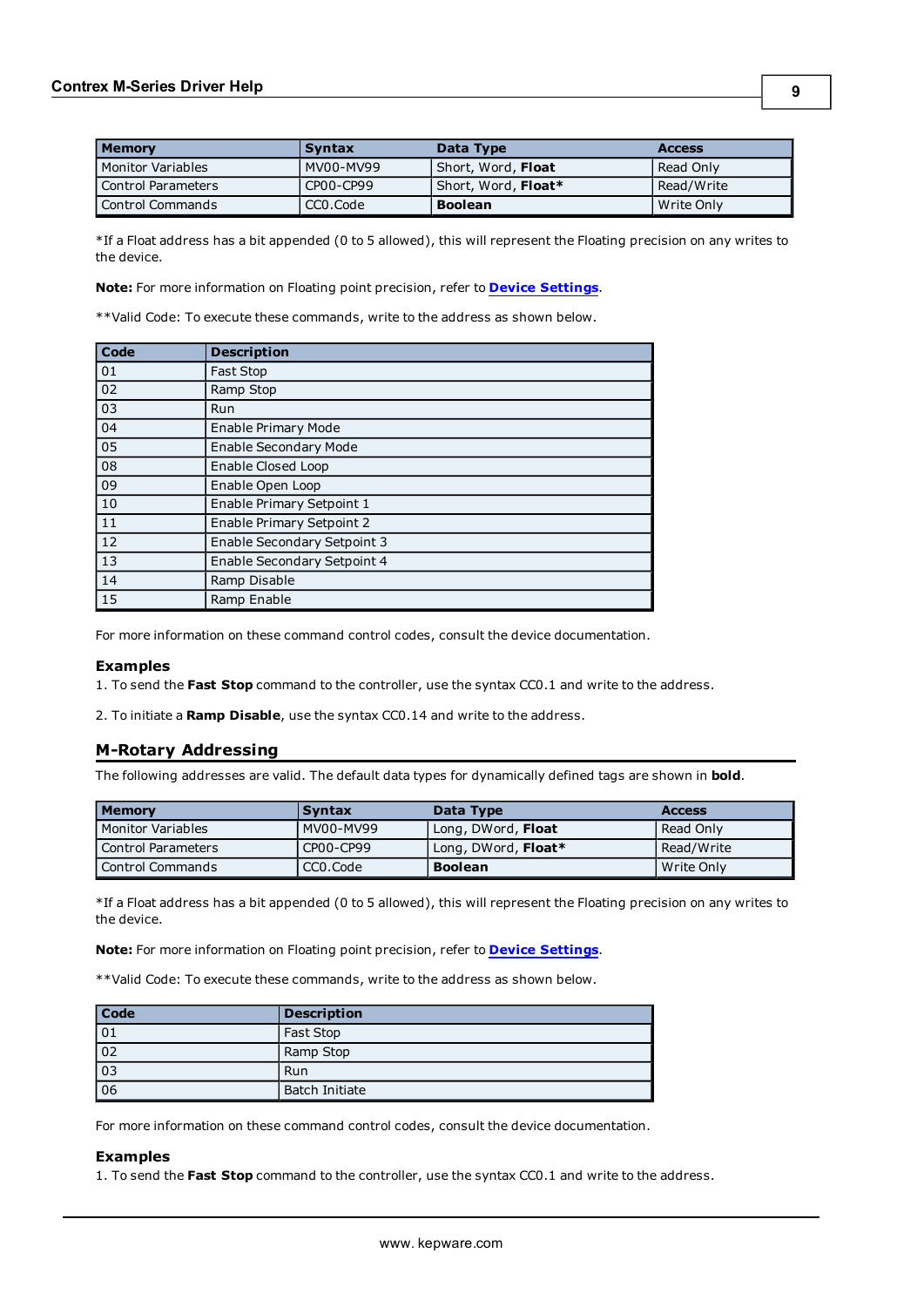| Memory | Syntax | Data Type | Access |
| --- | --- | --- | --- |
| Monitor Variables | MV00-MV99 | Short, Word, **Float** | Read Only |
| Control Parameters | CP00-CP99 | Short, Word, **Float*** | Read/Write |
| Control Commands | CC0.Code | **Boolean** | Write Only |

*If a Float address has a bit appended (0 to 5 allowed), this will represent the Floating precision on any writes to the device.

**Note:** For more information on Floating point precision, refer to **Device Settings**.

**Valid Code: To execute these commands, write to the address as shown below.

| Code | Description |
| --- | --- |
| 01 | Fast Stop |
| 02 | Ramp Stop |
| 03 | Run |
| 04 | Enable Primary Mode |
| 05 | Enable Secondary Mode |
| 08 | Enable Closed Loop |
| 09 | Enable Open Loop |
| 10 | Enable Primary Setpoint 1 |
| 11 | Enable Primary Setpoint 2 |
| 12 | Enable Secondary Setpoint 3 |
| 13 | Enable Secondary Setpoint 4 |
| 14 | Ramp Disable |
| 15 | Ramp Enable |

For more information on these command control codes, consult the device documentation.

### Examples

1. To send the **Fast Stop** command to the controller, use the syntax CC0.1 and write to the address.

2. To initiate a **Ramp Disable**, use the syntax CC0.14 and write to the address.

## M-Rotary Addressing

The following addresses are valid. The default data types for dynamically defined tags are shown in **bold**.

| Memory | Syntax | Data Type | Access |
| --- | --- | --- | --- |
| Monitor Variables | MV00-MV99 | Long, DWord, **Float** | Read Only |
| Control Parameters | CP00-CP99 | Long, DWord, **Float*** | Read/Write |
| Control Commands | CC0.Code | **Boolean** | Write Only |

*If a Float address has a bit appended (0 to 5 allowed), this will represent the Floating precision on any writes to the device.

**Note:** For more information on Floating point precision, refer to **Device Settings**.

**Valid Code: To execute these commands, write to the address as shown below.

| Code | Description |
| --- | --- |
| 01 | Fast Stop |
| 02 | Ramp Stop |
| 03 | Run |
| 06 | Batch Initiate |

For more information on these command control codes, consult the device documentation.

### Examples

1. To send the **Fast Stop** command to the controller, use the syntax CC0.1 and write to the address.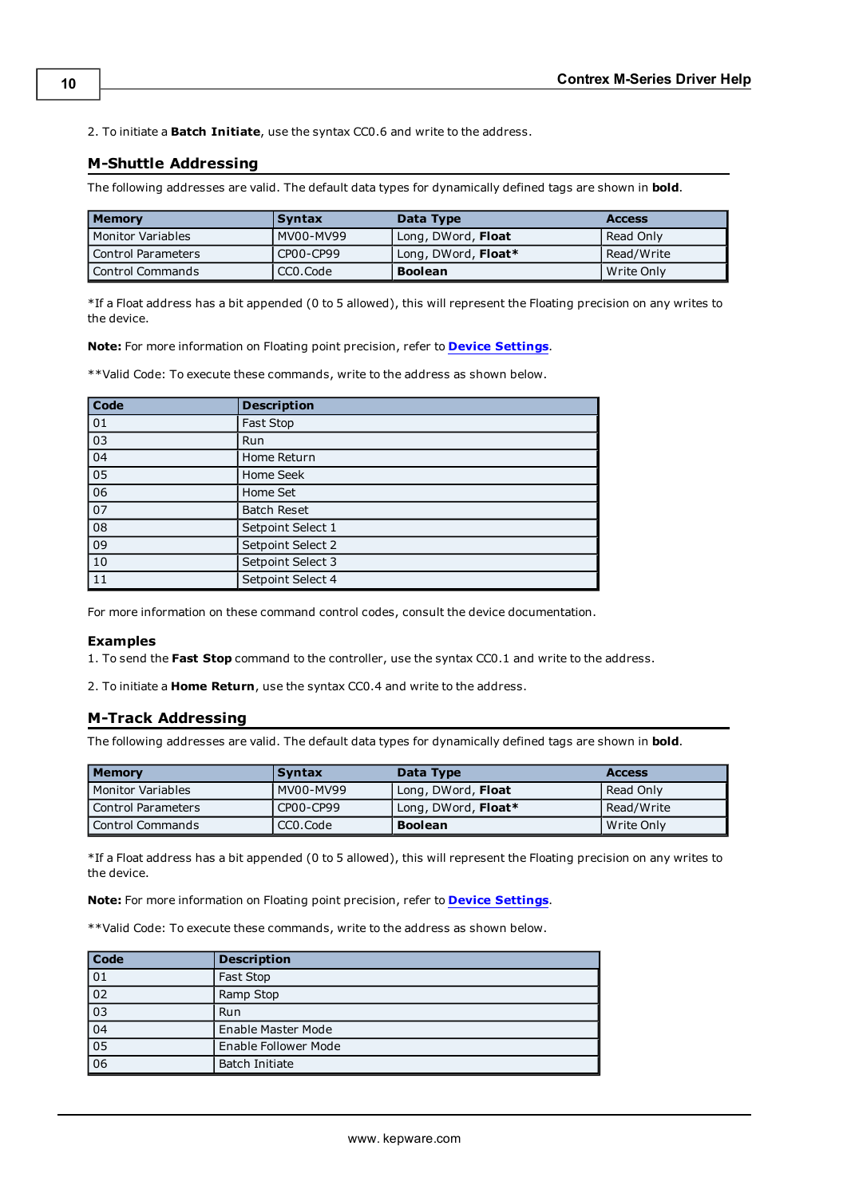2. To initiate a **Batch Initiate**, use the syntax CC0.6 and write to the address.

## M-Shuttle Addressing

The following addresses are valid. The default data types for dynamically defined tags are shown in **bold**.

| Memory | Syntax | Data Type | Access |
|---|---|---|---|
| Monitor Variables | MV00-MV99 | Long, DWord, **Float** | Read Only |
| Control Parameters | CP00-CP99 | Long, DWord, **Float*** | Read/Write |
| Control Commands | CC0.Code | **Boolean** | Write Only |

*If a Float address has a bit appended (0 to 5 allowed), this will represent the Floating precision on any writes to the device.

**Note:** For more information on Floating point precision, refer to **Device Settings**.

**Valid Code: To execute these commands, write to the address as shown below.

| Code | Description |
|---|---|
| 01 | Fast Stop |
| 03 | Run |
| 04 | Home Return |
| 05 | Home Seek |
| 06 | Home Set |
| 07 | Batch Reset |
| 08 | Setpoint Select 1 |
| 09 | Setpoint Select 2 |
| 10 | Setpoint Select 3 |
| 11 | Setpoint Select 4 |

For more information on these command control codes, consult the device documentation.

### Examples

1. To send the **Fast Stop** command to the controller, use the syntax CC0.1 and write to the address.

2. To initiate a **Home Return**, use the syntax CC0.4 and write to the address.

## M-Track Addressing

The following addresses are valid. The default data types for dynamically defined tags are shown in **bold**.

| Memory | Syntax | Data Type | Access |
|---|---|---|---|
| Monitor Variables | MV00-MV99 | Long, DWord, **Float** | Read Only |
| Control Parameters | CP00-CP99 | Long, DWord, **Float*** | Read/Write |
| Control Commands | CC0.Code | **Boolean** | Write Only |

*If a Float address has a bit appended (0 to 5 allowed), this will represent the Floating precision on any writes to the device.

**Note:** For more information on Floating point precision, refer to **Device Settings**.

**Valid Code: To execute these commands, write to the address as shown below.

| Code | Description |
|---|---|
| 01 | Fast Stop |
| 02 | Ramp Stop |
| 03 | Run |
| 04 | Enable Master Mode |
| 05 | Enable Follower Mode |
| 06 | Batch Initiate |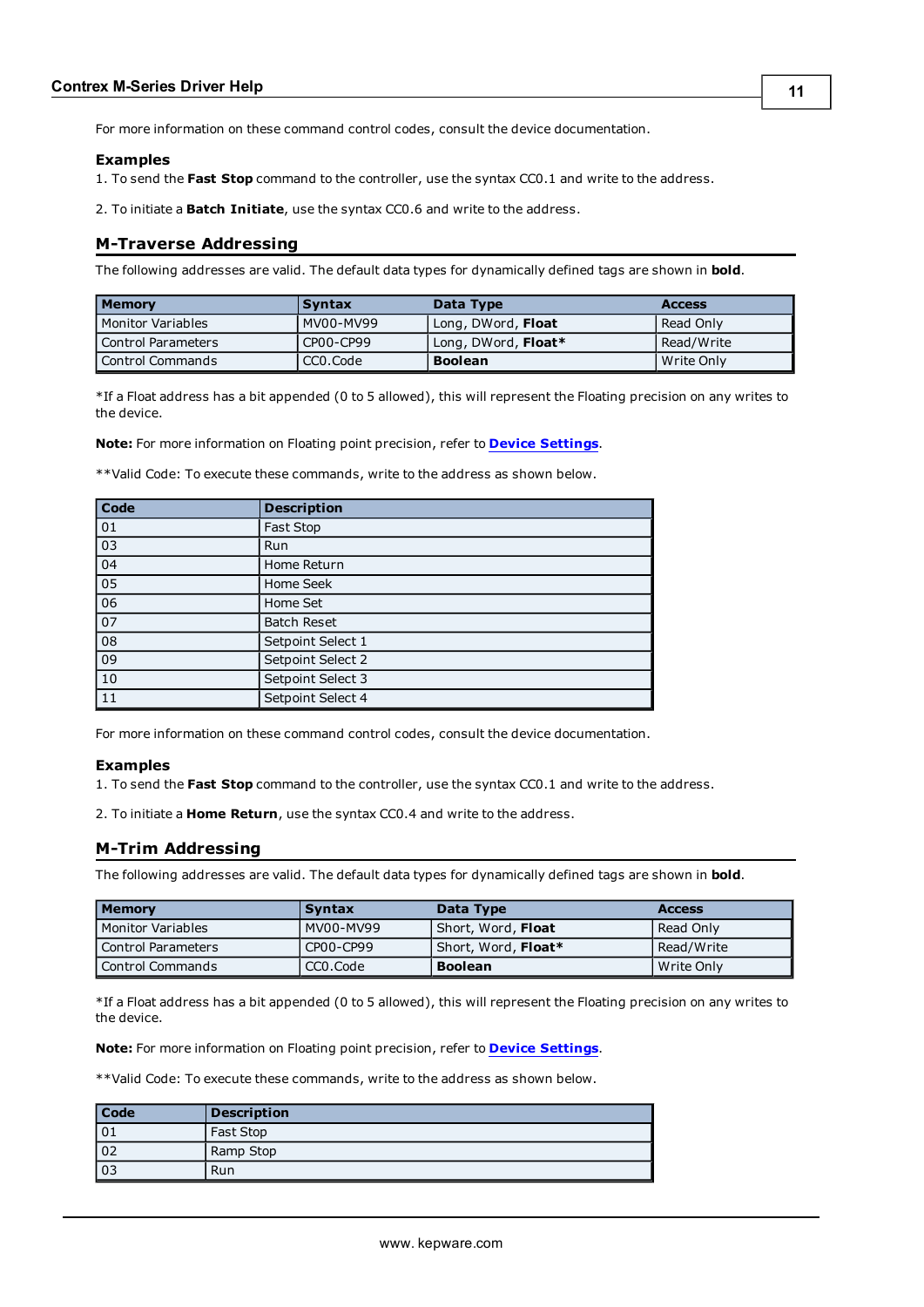For more information on these command control codes, consult the device documentation.

### Examples

1. To send the **Fast Stop** command to the controller, use the syntax CC0.1 and write to the address.

2. To initiate a **Batch Initiate**, use the syntax CC0.6 and write to the address.

## M-Traverse Addressing

The following addresses are valid. The default data types for dynamically defined tags are shown in **bold**.

| Memory | Syntax | Data Type | Access |
|---|---|---|---|
| Monitor Variables | MV00-MV99 | Long, DWord, **Float** | Read Only |
| Control Parameters | CP00-CP99 | Long, DWord, **Float*** | Read/Write |
| Control Commands | CC0.Code | **Boolean** | Write Only |

*If a Float address has a bit appended (0 to 5 allowed), this will represent the Floating precision on any writes to the device.

**Note:** For more information on Floating point precision, refer to **Device Settings**.

**Valid Code: To execute these commands, write to the address as shown below.

| Code | Description |
|---|---|
| 01 | Fast Stop |
| 03 | Run |
| 04 | Home Return |
| 05 | Home Seek |
| 06 | Home Set |
| 07 | Batch Reset |
| 08 | Setpoint Select 1 |
| 09 | Setpoint Select 2 |
| 10 | Setpoint Select 3 |
| 11 | Setpoint Select 4 |

For more information on these command control codes, consult the device documentation.

### Examples

1. To send the **Fast Stop** command to the controller, use the syntax CC0.1 and write to the address.

2. To initiate a **Home Return**, use the syntax CC0.4 and write to the address.

## M-Trim Addressing

The following addresses are valid. The default data types for dynamically defined tags are shown in **bold**.

| Memory | Syntax | Data Type | Access |
|---|---|---|---|
| Monitor Variables | MV00-MV99 | Short, Word, **Float** | Read Only |
| Control Parameters | CP00-CP99 | Short, Word, **Float*** | Read/Write |
| Control Commands | CC0.Code | **Boolean** | Write Only |

*If a Float address has a bit appended (0 to 5 allowed), this will represent the Floating precision on any writes to the device.

**Note:** For more information on Floating point precision, refer to **Device Settings**.

**Valid Code: To execute these commands, write to the address as shown below.

| Code | Description |
|---|---|
| 01 | Fast Stop |
| 02 | Ramp Stop |
| 03 | Run |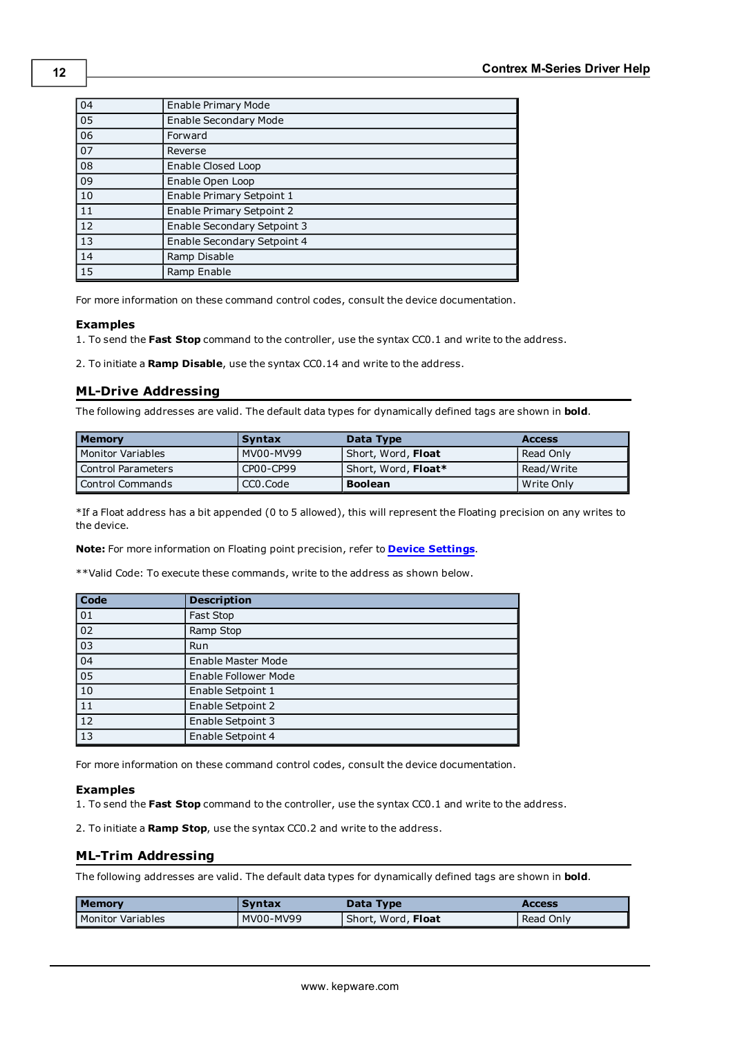| | |
|---|---|
| 04 | Enable Primary Mode |
| 05 | Enable Secondary Mode |
| 06 | Forward |
| 07 | Reverse |
| 08 | Enable Closed Loop |
| 09 | Enable Open Loop |
| 10 | Enable Primary Setpoint 1 |
| 11 | Enable Primary Setpoint 2 |
| 12 | Enable Secondary Setpoint 3 |
| 13 | Enable Secondary Setpoint 4 |
| 14 | Ramp Disable |
| 15 | Ramp Enable |

For more information on these command control codes, consult the device documentation.

### Examples

1. To send the **Fast Stop** command to the controller, use the syntax CC0.1 and write to the address.

2. To initiate a **Ramp Disable**, use the syntax CC0.14 and write to the address.

## ML-Drive Addressing

The following addresses are valid. The default data types for dynamically defined tags are shown in **bold**.

| Memory | Syntax | Data Type | Access |
|---|---|---|---|
| Monitor Variables | MV00-MV99 | Short, Word, **Float** | Read Only |
| Control Parameters | CP00-CP99 | Short, Word, **Float*** | Read/Write |
| Control Commands | CC0.Code | **Boolean** | Write Only |

*If a Float address has a bit appended (0 to 5 allowed), this will represent the Floating precision on any writes to the device.

**Note:** For more information on Floating point precision, refer to **Device Settings**.

**Valid Code: To execute these commands, write to the address as shown below.

| Code | Description |
|---|---|
| 01 | Fast Stop |
| 02 | Ramp Stop |
| 03 | Run |
| 04 | Enable Master Mode |
| 05 | Enable Follower Mode |
| 10 | Enable Setpoint 1 |
| 11 | Enable Setpoint 2 |
| 12 | Enable Setpoint 3 |
| 13 | Enable Setpoint 4 |

For more information on these command control codes, consult the device documentation.

### Examples

1. To send the **Fast Stop** command to the controller, use the syntax CC0.1 and write to the address.

2. To initiate a **Ramp Stop**, use the syntax CC0.2 and write to the address.

## ML-Trim Addressing

The following addresses are valid. The default data types for dynamically defined tags are shown in **bold**.

| Memory | Syntax | Data Type | Access |
|---|---|---|---|
| Monitor Variables | MV00-MV99 | Short, Word, **Float** | Read Only |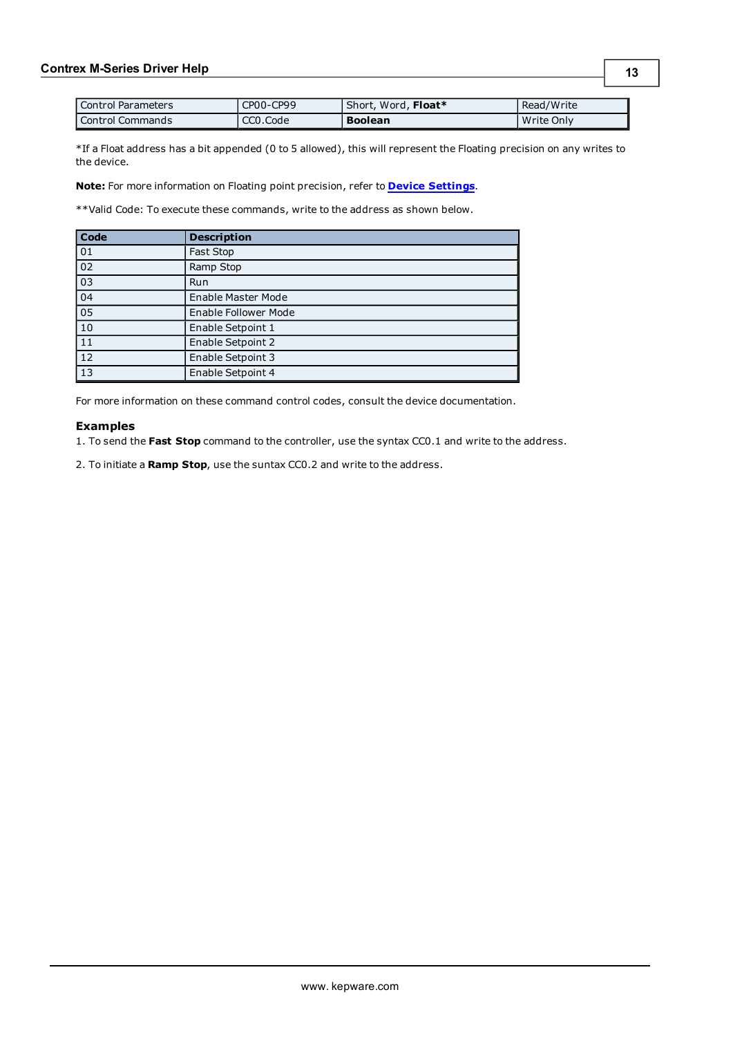| Control Parameters | CP00-CP99 | Short, Word, **Float*** | Read/Write |
|---|---|---|---|
| Control Commands | CC0.Code | **Boolean** | Write Only |

*If a Float address has a bit appended (0 to 5 allowed), this will represent the Floating precision on any writes to the device.

**Note:** For more information on Floating point precision, refer to **Device Settings**.

**Valid Code: To execute these commands, write to the address as shown below.

| Code | Description |
|---|---|
| 01 | Fast Stop |
| 02 | Ramp Stop |
| 03 | Run |
| 04 | Enable Master Mode |
| 05 | Enable Follower Mode |
| 10 | Enable Setpoint 1 |
| 11 | Enable Setpoint 2 |
| 12 | Enable Setpoint 3 |
| 13 | Enable Setpoint 4 |

For more information on these command control codes, consult the device documentation.

### Examples

1. To send the **Fast Stop** command to the controller, use the syntax CC0.1 and write to the address.

2. To initiate a **Ramp Stop**, use the suntax CC0.2 and write to the address.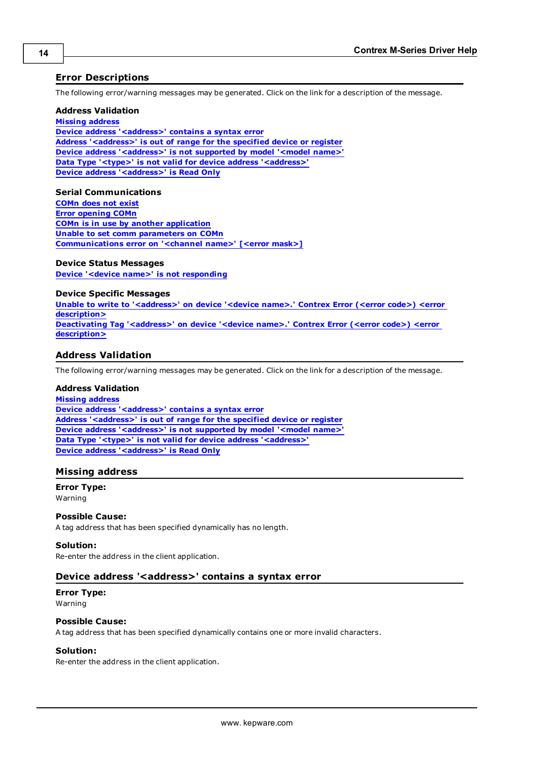## Error Descriptions

The following error/warning messages may be generated. Click on the link for a description of the message.

### Address Validation

Missing address
Device address '<address>' contains a syntax error
Address '<address>' is out of range for the specified device or register
Device address '<address>' is not supported by model '<model name>'
Data Type '<type>' is not valid for device address '<address>'
Device address '<address>' is Read Only

### Serial Communications

COMn does not exist
Error opening COMn
COMn is in use by another application
Unable to set comm parameters on COMn
Communications error on '<channel name>' [<error mask>]

### Device Status Messages

Device '<device name>' is not responding

### Device Specific Messages

Unable to write to '<address>' on device '<device name>.' Contrex Error (<error code>) <error description>
Deactivating Tag '<address>' on device '<device name>.' Contrex Error (<error code>) <error description>

## Address Validation

The following error/warning messages may be generated. Click on the link for a description of the message.

### Address Validation

Missing address
Device address '<address>' contains a syntax error
Address '<address>' is out of range for the specified device or register
Device address '<address>' is not supported by model '<model name>'
Data Type '<type>' is not valid for device address '<address>'
Device address '<address>' is Read Only

## Missing address

**Error Type:**
Warning

**Possible Cause:**
A tag address that has been specified dynamically has no length.

**Solution:**
Re-enter the address in the client application.

## Device address '<address>' contains a syntax error

**Error Type:**
Warning

**Possible Cause:**
A tag address that has been specified dynamically contains one or more invalid characters.

**Solution:**
Re-enter the address in the client application.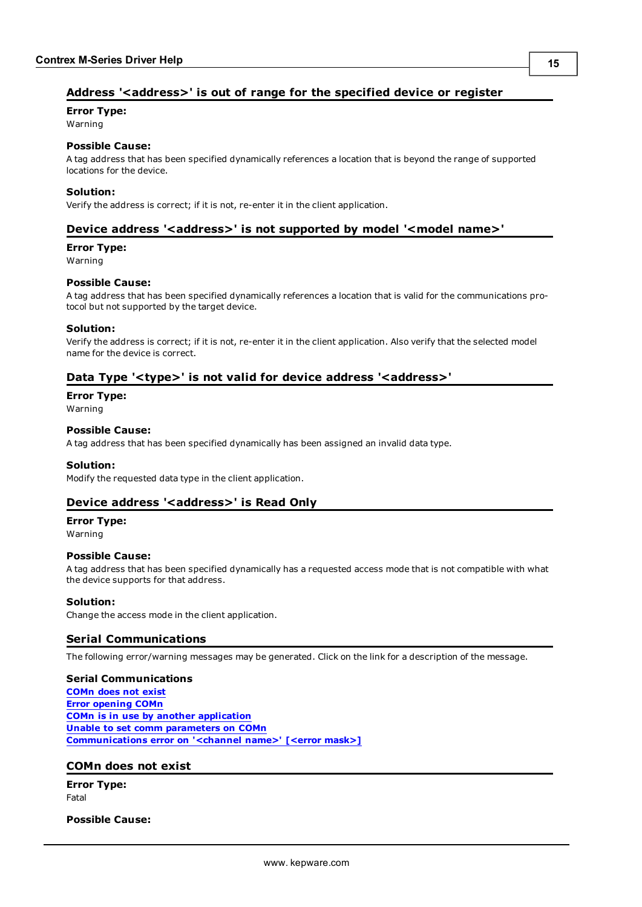## Address '<address>' is out of range for the specified device or register

**Error Type:**
Warning

**Possible Cause:**
A tag address that has been specified dynamically references a location that is beyond the range of supported locations for the device.

**Solution:**
Verify the address is correct; if it is not, re-enter it in the client application.

## Device address '<address>' is not supported by model '<model name>'

**Error Type:**
Warning

**Possible Cause:**
A tag address that has been specified dynamically references a location that is valid for the communications protocol but not supported by the target device.

**Solution:**
Verify the address is correct; if it is not, re-enter it in the client application. Also verify that the selected model name for the device is correct.

## Data Type '<type>' is not valid for device address '<address>'

**Error Type:**
Warning

**Possible Cause:**
A tag address that has been specified dynamically has been assigned an invalid data type.

**Solution:**
Modify the requested data type in the client application.

## Device address '<address>' is Read Only

**Error Type:**
Warning

**Possible Cause:**
A tag address that has been specified dynamically has a requested access mode that is not compatible with what the device supports for that address.

**Solution:**
Change the access mode in the client application.

## Serial Communications

The following error/warning messages may be generated. Click on the link for a description of the message.

**Serial Communications**
COMn does not exist
Error opening COMn
COMn is in use by another application
Unable to set comm parameters on COMn
Communications error on '<channel name>' [<error mask>]

## COMn does not exist

**Error Type:**
Fatal

**Possible Cause:**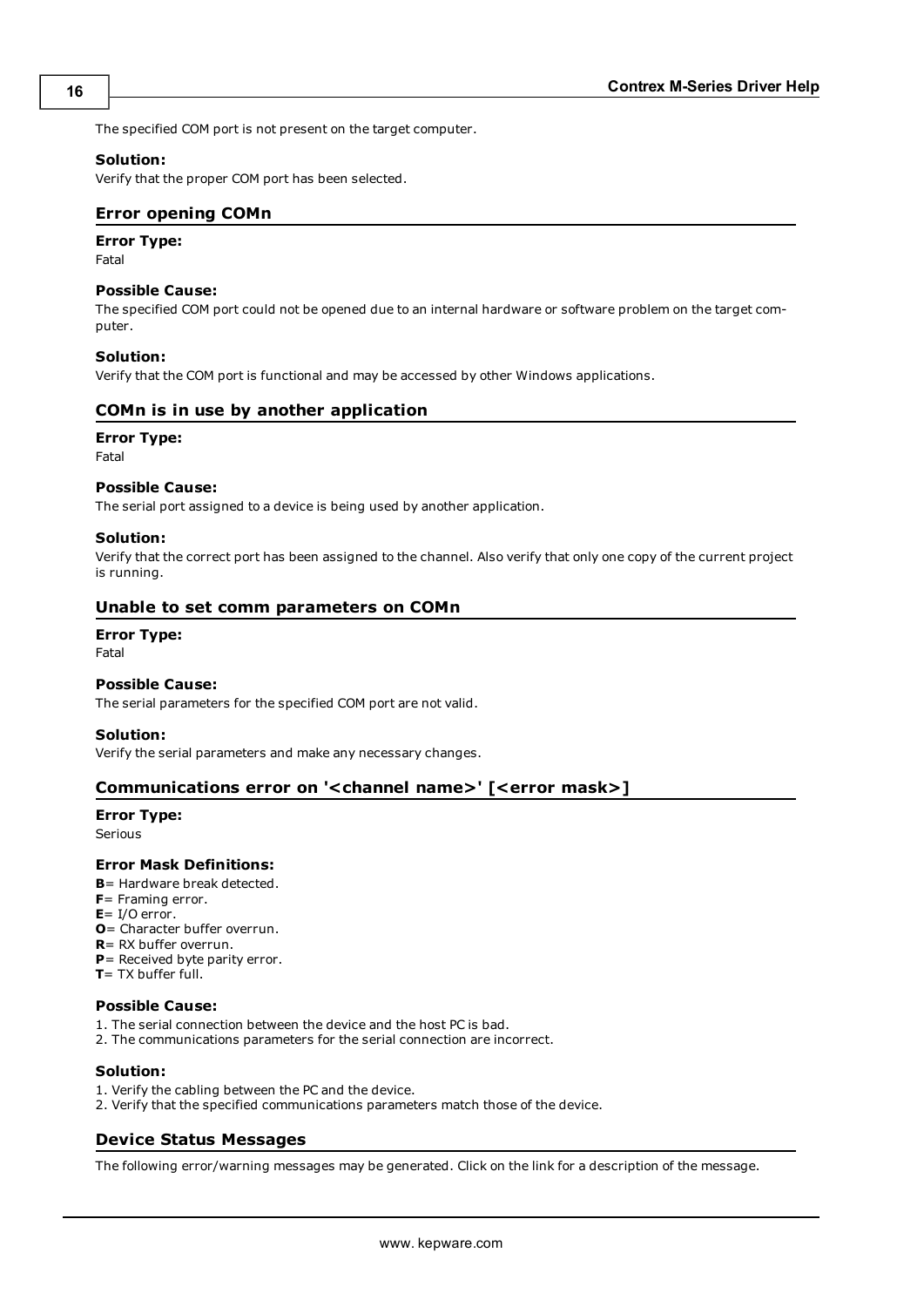The specified COM port is not present on the target computer.

#### Solution:

Verify that the proper COM port has been selected.

### Error opening COMn

#### Error Type:

Fatal

#### Possible Cause:

The specified COM port could not be opened due to an internal hardware or software problem on the target computer.

#### Solution:

Verify that the COM port is functional and may be accessed by other Windows applications.

### COMn is in use by another application

#### Error Type:

Fatal

#### Possible Cause:

The serial port assigned to a device is being used by another application.

#### Solution:

Verify that the correct port has been assigned to the channel. Also verify that only one copy of the current project is running.

### Unable to set comm parameters on COMn

#### Error Type:

Fatal

#### Possible Cause:

The serial parameters for the specified COM port are not valid.

#### Solution:

Verify the serial parameters and make any necessary changes.

### Communications error on '<channel name>' [<error mask>]

#### Error Type:

Serious

#### Error Mask Definitions:

**B**= Hardware break detected.
**F**= Framing error.
**E**= I/O error.
**O**= Character buffer overrun.
**R**= RX buffer overrun.
**P**= Received byte parity error.
**T**= TX buffer full.

#### Possible Cause:

1. The serial connection between the device and the host PC is bad.
2. The communications parameters for the serial connection are incorrect.

#### Solution:

1. Verify the cabling between the PC and the device.
2. Verify that the specified communications parameters match those of the device.

### Device Status Messages

The following error/warning messages may be generated. Click on the link for a description of the message.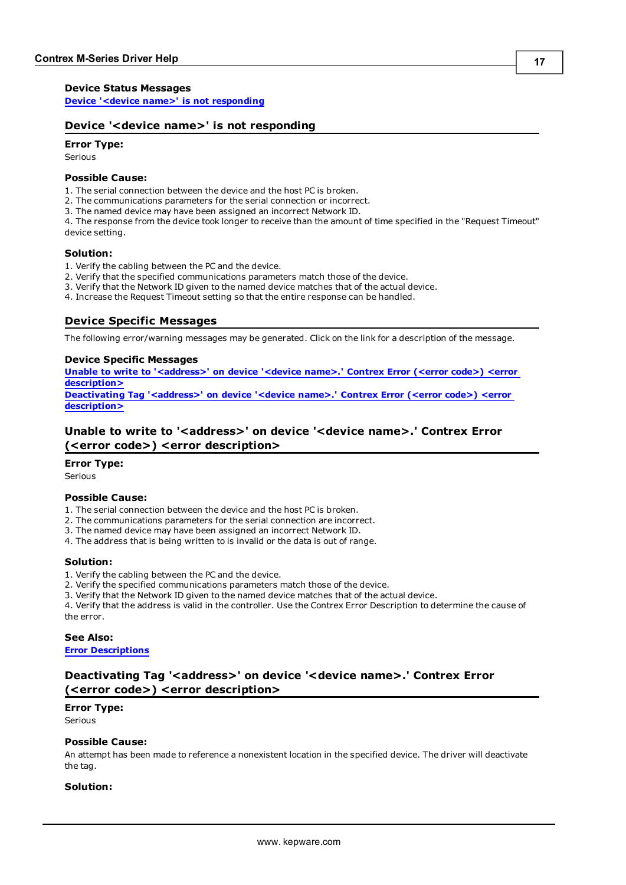**Device Status Messages**

Device '<device name>' is not responding

## Device '<device name>' is not responding

**Error Type:**

Serious

**Possible Cause:**

1. The serial connection between the device and the host PC is broken.
2. The communications parameters for the serial connection or incorrect.
3. The named device may have been assigned an incorrect Network ID.
4. The response from the device took longer to receive than the amount of time specified in the "Request Timeout" device setting.

**Solution:**

1. Verify the cabling between the PC and the device.
2. Verify that the specified communications parameters match those of the device.
3. Verify that the Network ID given to the named device matches that of the actual device.
4. Increase the Request Timeout setting so that the entire response can be handled.

## Device Specific Messages

The following error/warning messages may be generated. Click on the link for a description of the message.

**Device Specific Messages**

Unable to write to '<address>' on device '<device name>.' Contrex Error (<error code>) <error description>

Deactivating Tag '<address>' on device '<device name>.' Contrex Error (<error code>) <error description>

## Unable to write to '<address>' on device '<device name>.' Contrex Error (<error code>) <error description>

**Error Type:**

Serious

**Possible Cause:**

1. The serial connection between the device and the host PC is broken.
2. The communications parameters for the serial connection are incorrect.
3. The named device may have been assigned an incorrect Network ID.
4. The address that is being written to is invalid or the data is out of range.

**Solution:**

1. Verify the cabling between the PC and the device.
2. Verify the specified communications parameters match those of the device.
3. Verify that the Network ID given to the named device matches that of the actual device.
4. Verify that the address is valid in the controller. Use the Contrex Error Description to determine the cause of the error.

**See Also:**

Error Descriptions

## Deactivating Tag '<address>' on device '<device name>.' Contrex Error (<error code>) <error description>

**Error Type:**

Serious

**Possible Cause:**

An attempt has been made to reference a nonexistent location in the specified device. The driver will deactivate the tag.

**Solution:**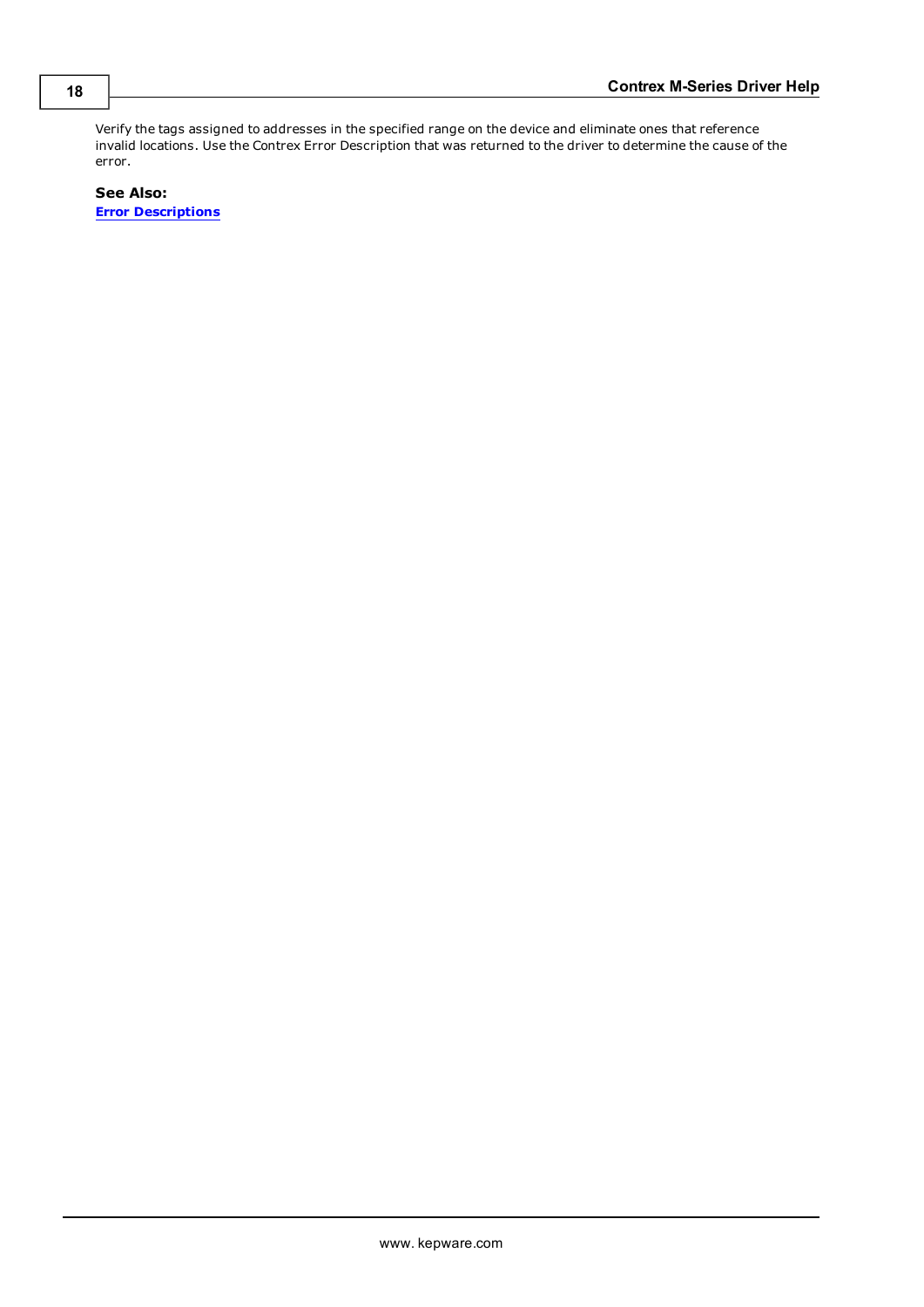Verify the tags assigned to addresses in the specified range on the device and eliminate ones that reference invalid locations. Use the Contrex Error Description that was returned to the driver to determine the cause of the error.

**See Also:**
**Error Descriptions**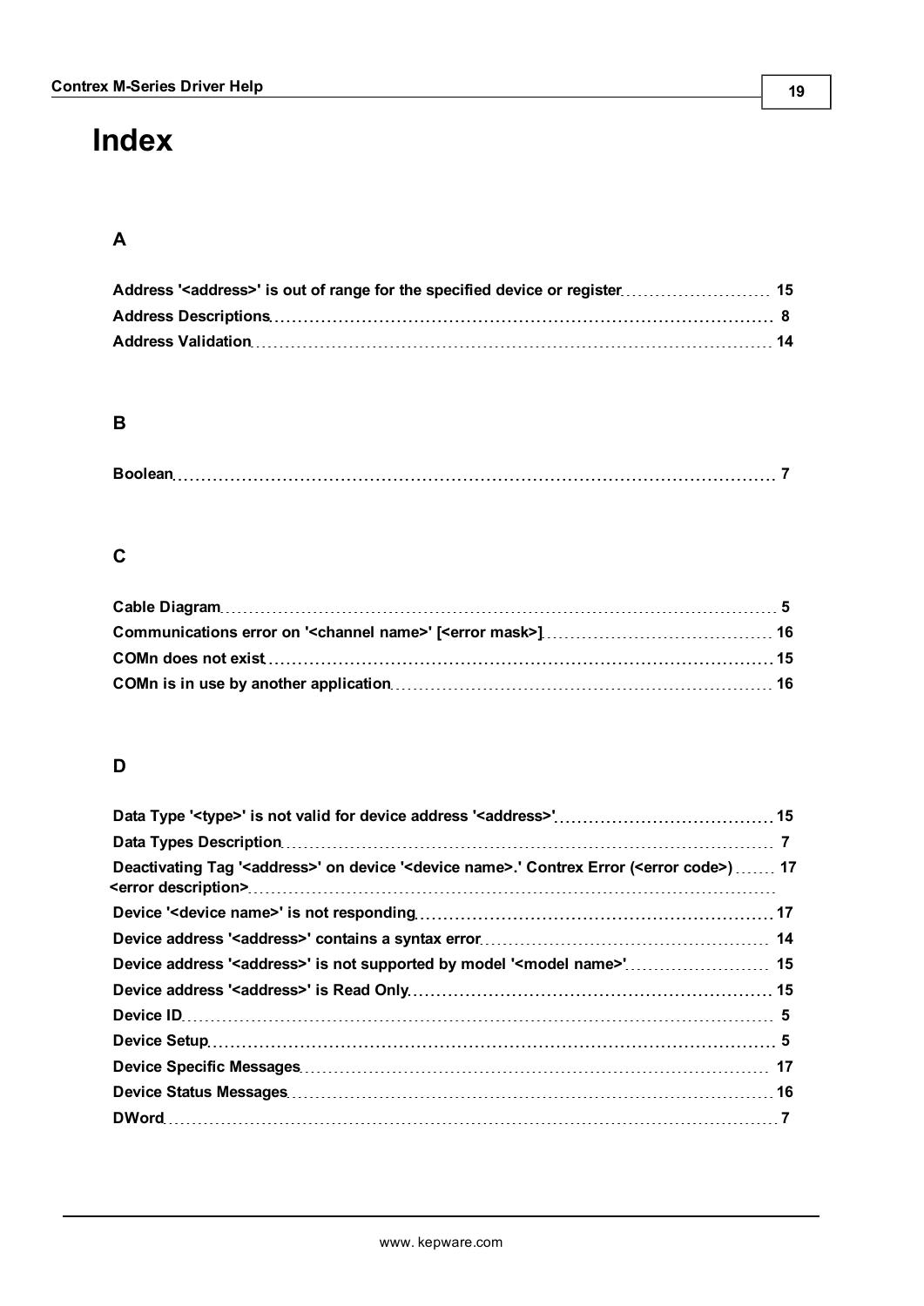# Index

## A

Address '<address>' is out of range for the specified device or register 15
Address Descriptions 8
Address Validation 14

## B

Boolean 7

## C

Cable Diagram 5
Communications error on '<channel name>' [<error mask>] 16
COMn does not exist 15
COMn is in use by another application 16

## D

Data Type '<type>' is not valid for device address '<address>' 15
Data Types Description 7
Deactivating Tag '<address>' on device '<device name>.' Contrex Error (<error code>) <error description> 17
Device '<device name>' is not responding 17
Device address '<address>' contains a syntax error 14
Device address '<address>' is not supported by model '<model name>' 15
Device address '<address>' is Read Only 15
Device ID 5
Device Setup 5
Device Specific Messages 17
Device Status Messages 16
DWord 7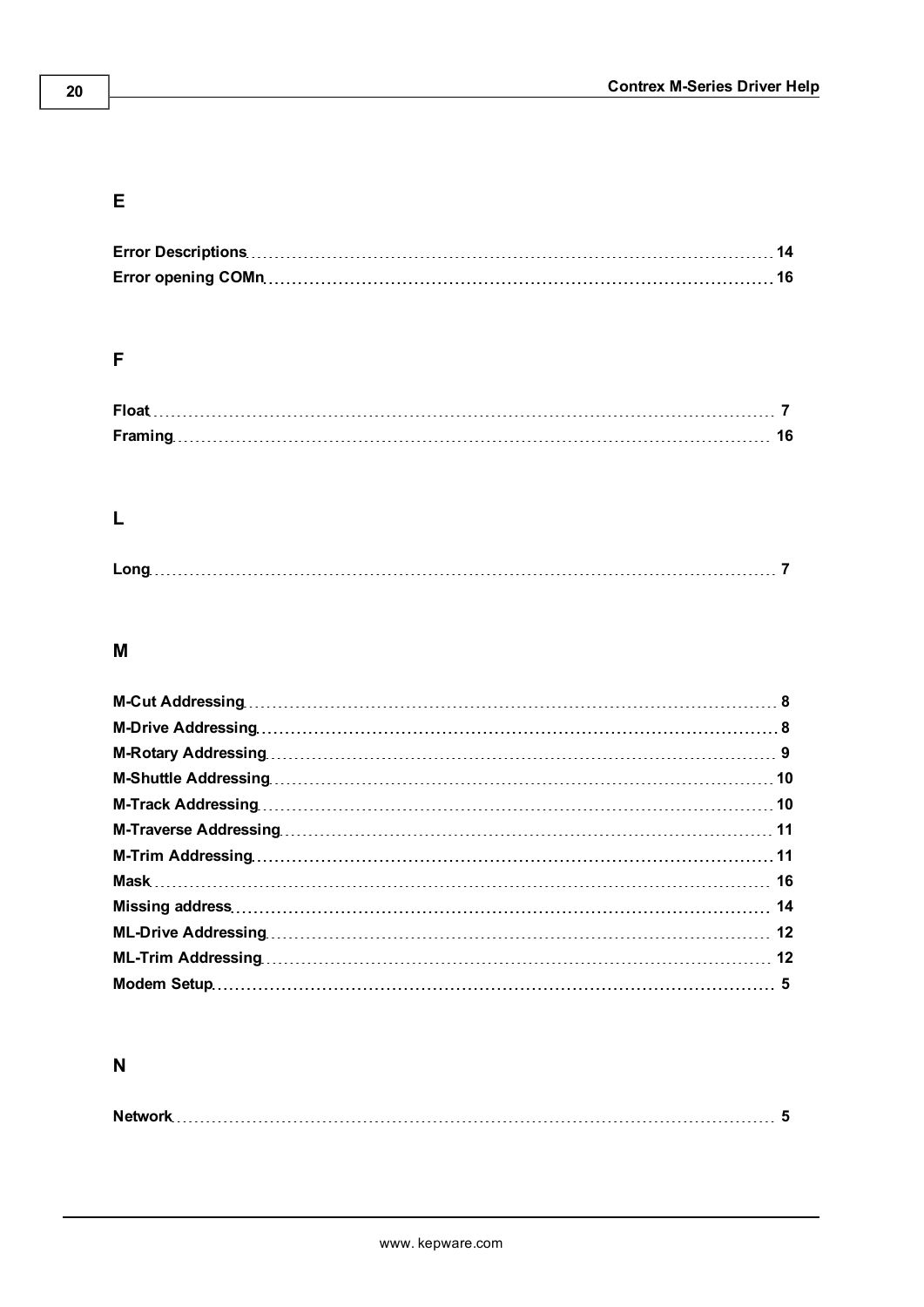## E

Error Descriptions 14
Error opening COMn 16

## F

Float 7
Framing 16

## L

Long 7

## M

M-Cut Addressing 8
M-Drive Addressing 8
M-Rotary Addressing 9
M-Shuttle Addressing 10
M-Track Addressing 10
M-Traverse Addressing 11
M-Trim Addressing 11
Mask 16
Missing address 14
ML-Drive Addressing 12
ML-Trim Addressing 12
Modem Setup 5

## N

Network 5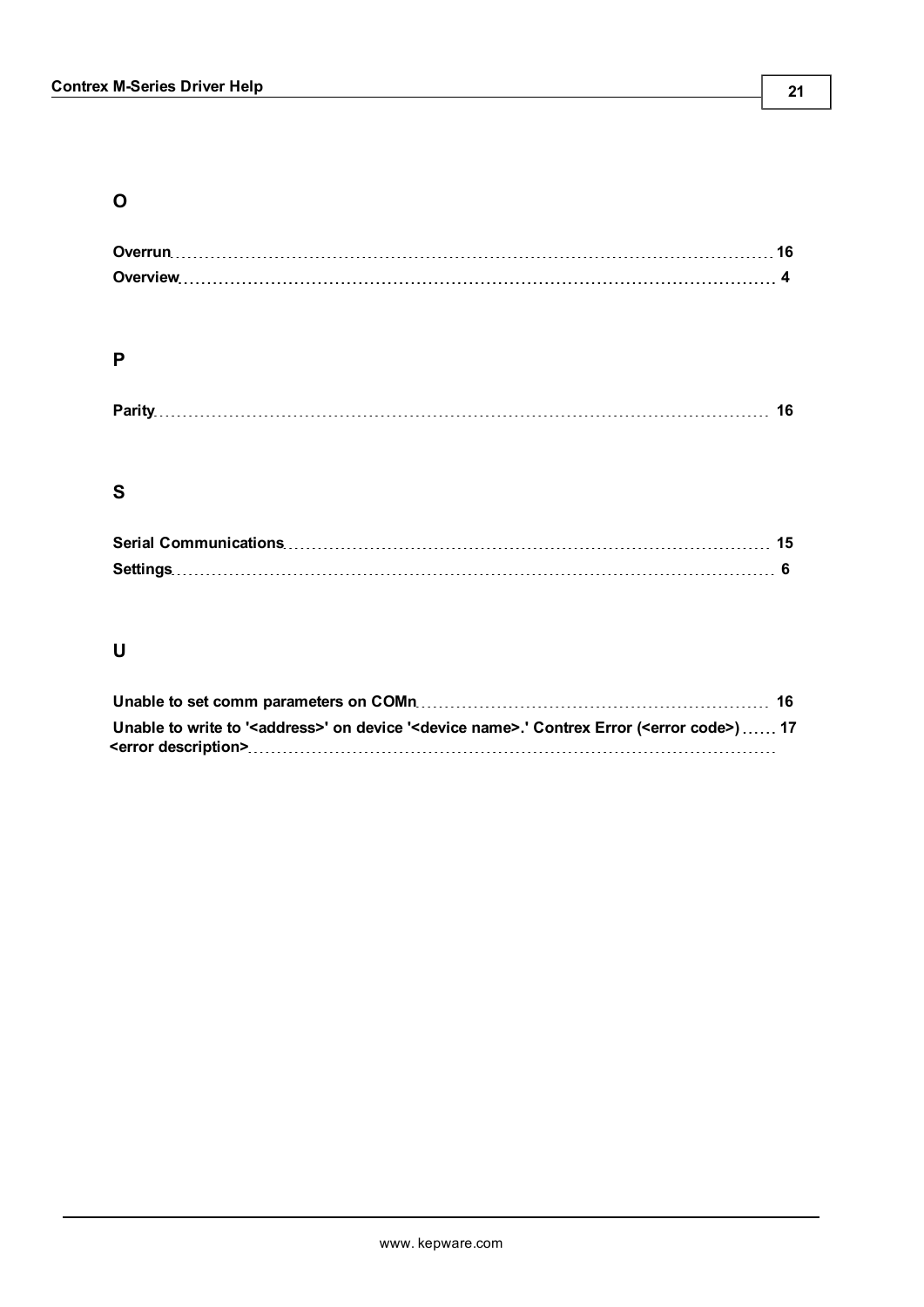## O

**Overrun** 16
**Overview** 4

## P

**Parity** 16

## S

**Serial Communications** 15
**Settings** 6

## U

**Unable to set comm parameters on COMn** 16
**Unable to write to '<address>' on device '<device name>.' Contrex Error (<error code>) <error description>** 17